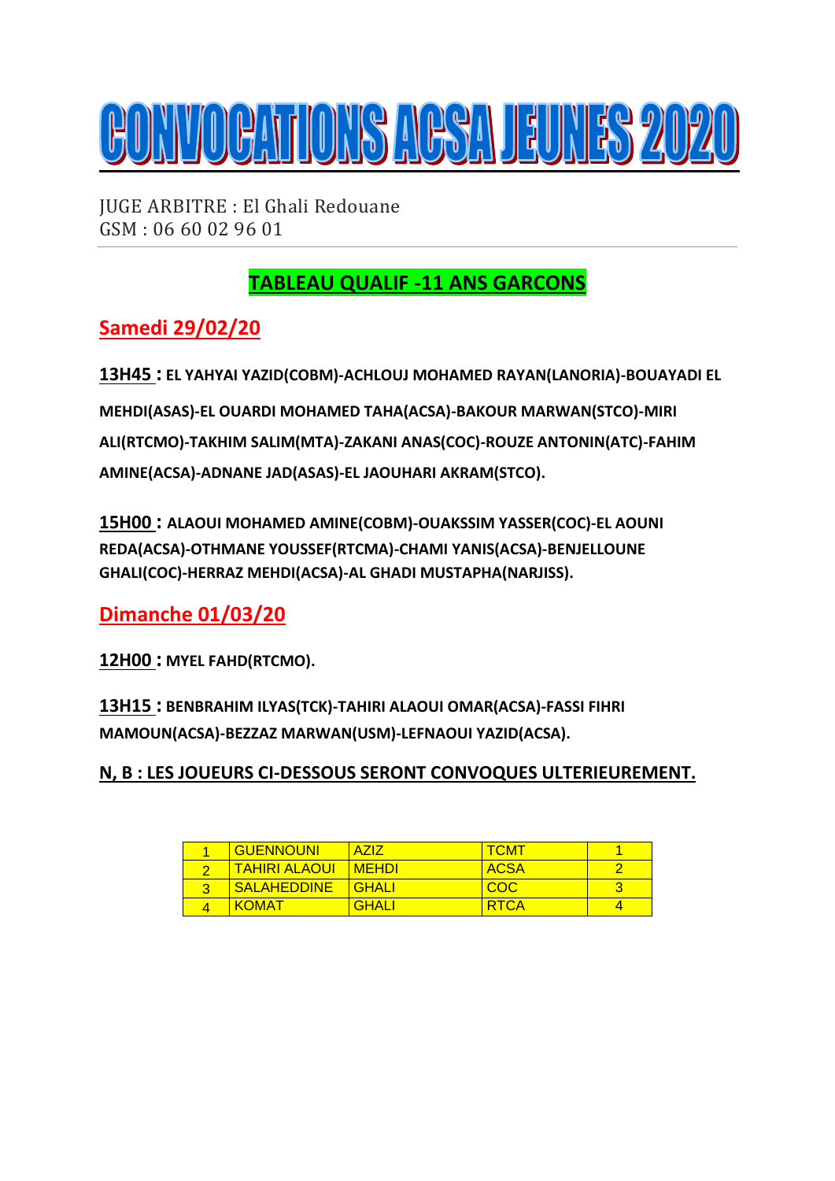# CONVOCATIONS ACSA JEUNES 2020

JUGE ARBITRE : El Ghali Redouane
GSM : 06 60 02 96 01

---

## TABLEAU QUALIF -11 ANS GARCONS

### Samedi 29/02/20

**13H45 : EL YAHYAI YAZID(COBM)-ACHLOUJ MOHAMED RAYAN(LANORIA)-BOUAYADI EL MEHDI(ASAS)-EL OUARDI MOHAMED TAHA(ACSA)-BAKOUR MARWAN(STCO)-MIRI ALI(RTCMO)-TAKHIM SALIM(MTA)-ZAKANI ANAS(COC)-ROUZE ANTONIN(ATC)-FAHIM AMINE(ACSA)-ADNANE JAD(ASAS)-EL JAOUHARI AKRAM(STCO).**

**15H00 : ALAOUI MOHAMED AMINE(COBM)-OUAKSSIM YASSER(COC)-EL AOUNI REDA(ACSA)-OTHMANE YOUSSEF(RTCMA)-CHAMI YANIS(ACSA)-BENJELLOUNE GHALI(COC)-HERRAZ MEHDI(ACSA)-AL GHADI MUSTAPHA(NARJISS).**

### Dimanche 01/03/20

**12H00 : MYEL FAHD(RTCMO).**

**13H15 : BENBRAHIM ILYAS(TCK)-TAHIRI ALAOUI OMAR(ACSA)-FASSI FIHRI MAMOUN(ACSA)-BEZZAZ MARWAN(USM)-LEFNAOUI YAZID(ACSA).**

**N, B : LES JOUEURS CI-DESSOUS SERONT CONVOQUES ULTERIEUREMENT.**

| | | | | |
|---|---|---|---|---|
| 1 | GUENNOUNI | AZIZ | TCMT | 1 |
| 2 | TAHIRI ALAOUI | MEHDI | ACSA | 2 |
| 3 | SALAHEDDINE | GHALI | COC | 3 |
| 4 | KOMAT | GHALI | RTCA | 4 |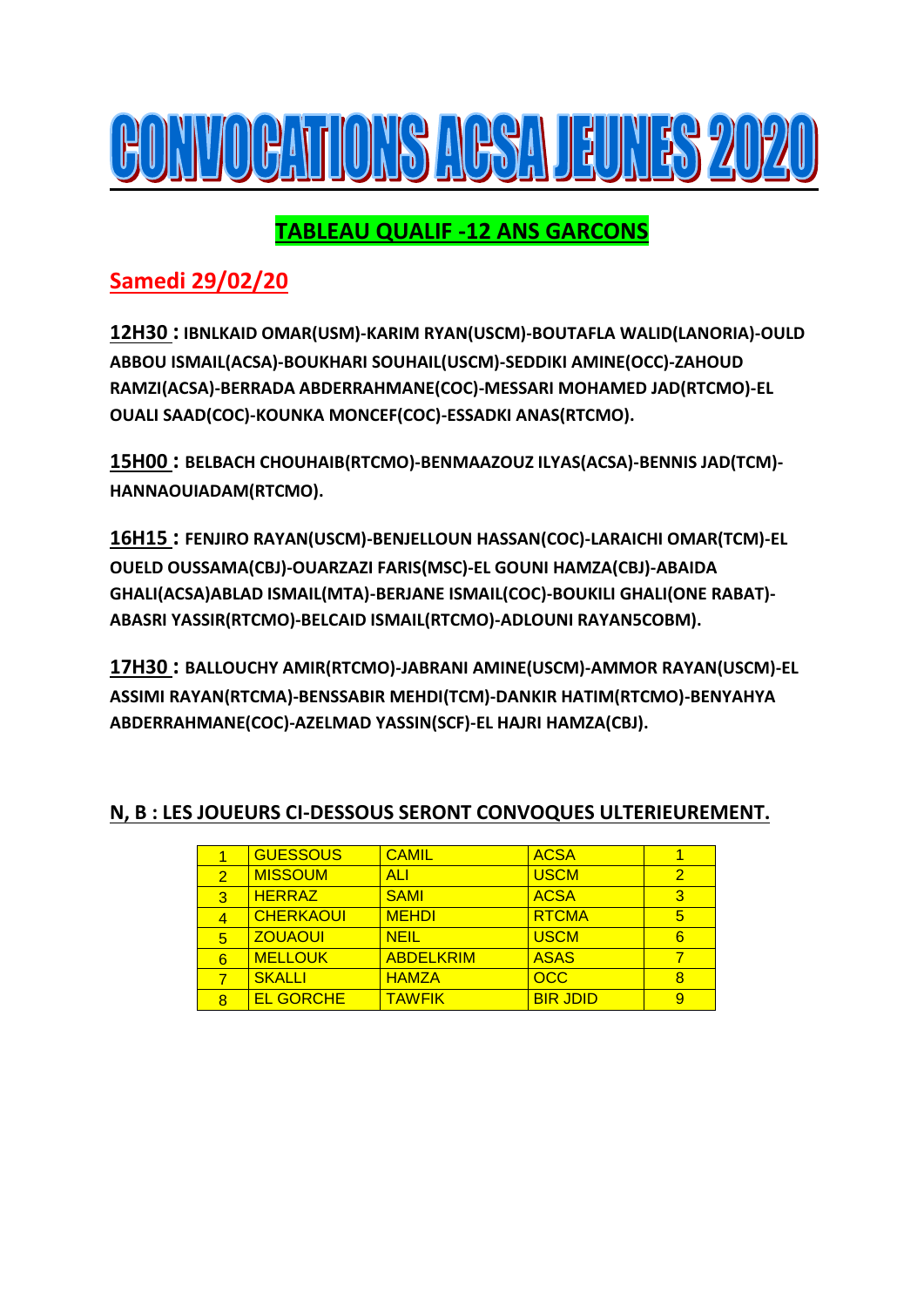# CONVOCATIONS ACSA JEUNES 2020

## TABLEAU QUALIF -12 ANS GARCONS

## Samedi 29/02/20

**12H30 : IBNLKAID OMAR(USM)-KARIM RYAN(USCM)-BOUTAFLA WALID(LANORIA)-OULD ABBOU ISMAIL(ACSA)-BOUKHARI SOUHAIL(USCM)-SEDDIKI AMINE(OCC)-ZAHOUD RAMZI(ACSA)-BERRADA ABDERRAHMANE(COC)-MESSARI MOHAMED JAD(RTCMO)-EL OUALI SAAD(COC)-KOUNKA MONCEF(COC)-ESSADKI ANAS(RTCMO).**

**15H00 : BELBACH CHOUHAIB(RTCMO)-BENMAAZOUZ ILYAS(ACSA)-BENNIS JAD(TCM)-HANNAOUIADAM(RTCMO).**

**16H15 : FENJIRO RAYAN(USCM)-BENJELLOUN HASSAN(COC)-LARAICHI OMAR(TCM)-EL OUELD OUSSAMA(CBJ)-OUARZAZI FARIS(MSC)-EL GOUNI HAMZA(CBJ)-ABAIDA GHALI(ACSA)ABLAD ISMAIL(MTA)-BERJANE ISMAIL(COC)-BOUKILI GHALI(ONE RABAT)-ABASRI YASSIR(RTCMO)-BELCAID ISMAIL(RTCMO)-ADLOUNI RAYAN5COBM).**

**17H30 : BALLOUCHY AMIR(RTCMO)-JABRANI AMINE(USCM)-AMMOR RAYAN(USCM)-EL ASSIMI RAYAN(RTCMA)-BENSSABIR MEHDI(TCM)-DANKIR HATIM(RTCMO)-BENYAHYA ABDERRAHMANE(COC)-AZELMAD YASSIN(SCF)-EL HAJRI HAMZA(CBJ).**

**N, B : LES JOUEURS CI-DESSOUS SERONT CONVOQUES ULTERIEUREMENT.**

| | | | | |
|---|---|---|---|---|
| 1 | GUESSOUS | CAMIL | ACSA | 1 |
| 2 | MISSOUM | ALI | USCM | 2 |
| 3 | HERRAZ | SAMI | ACSA | 3 |
| 4 | CHERKAOUI | MEHDI | RTCMA | 5 |
| 5 | ZOUAOUI | NEIL | USCM | 6 |
| 6 | MELLOUK | ABDELKRIM | ASAS | 7 |
| 7 | SKALLI | HAMZA | OCC | 8 |
| 8 | EL GORCHE | TAWFIK | BIR JDID | 9 |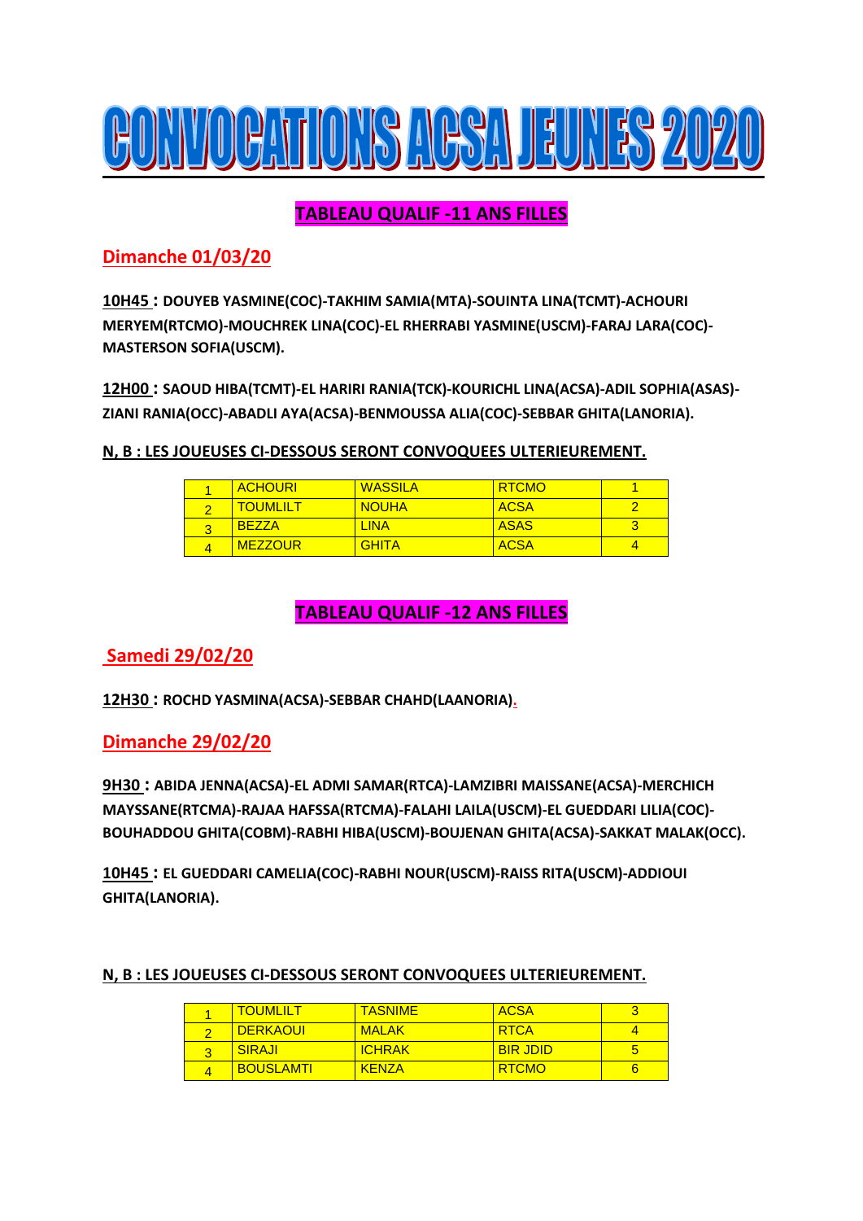# CONVOCATIONS ACSA JEUNES 2020

## TABLEAU QUALIF -11 ANS FILLES

### Dimanche 01/03/20

**10H45 : DOUYEB YASMINE(COC)-TAKHIM SAMIA(MTA)-SOUINTA LINA(TCMT)-ACHOURI MERYEM(RTCMO)-MOUCHREK LINA(COC)-EL RHERRABI YASMINE(USCM)-FARAJ LARA(COC)-MASTERSON SOFIA(USCM).**

**12H00 : SAOUD HIBA(TCMT)-EL HARIRI RANIA(TCK)-KOURICHL LINA(ACSA)-ADIL SOPHIA(ASAS)-ZIANI RANIA(OCC)-ABADLI AYA(ACSA)-BENMOUSSA ALIA(COC)-SEBBAR GHITA(LANORIA).**

**N, B : LES JOUEUSES CI-DESSOUS SERONT CONVOQUEES ULTERIEUREMENT.**

| | | | | |
|---|---|---|---|---|
| 1 | ACHOURI | WASSILA | RTCMO | 1 |
| 2 | TOUMLILT | NOUHA | ACSA | 2 |
| 3 | BEZZA | LINA | ASAS | 3 |
| 4 | MEZZOUR | GHITA | ACSA | 4 |

## TABLEAU QUALIF -12 ANS FILLES

### Samedi 29/02/20

**12H30 : ROCHD YASMINA(ACSA)-SEBBAR CHAHD(LAANORIA).**

### Dimanche 29/02/20

**9H30 : ABIDA JENNA(ACSA)-EL ADMI SAMAR(RTCA)-LAMZIBRI MAISSANE(ACSA)-MERCHICH MAYSSANE(RTCMA)-RAJAA HAFSSA(RTCMA)-FALAHI LAILA(USCM)-EL GUEDDARI LILIA(COC)-BOUHADDOU GHITA(COBM)-RABHI HIBA(USCM)-BOUJENAN GHITA(ACSA)-SAKKAT MALAK(OCC).**

**10H45 : EL GUEDDARI CAMELIA(COC)-RABHI NOUR(USCM)-RAISS RITA(USCM)-ADDIOUI GHITA(LANORIA).**

**N, B : LES JOUEUSES CI-DESSOUS SERONT CONVOQUEES ULTERIEUREMENT.**

| | | | | |
|---|---|---|---|---|
| 1 | TOUMLILT | TASNIME | ACSA | 3 |
| 2 | DERKAOUI | MALAK | RTCA | 4 |
| 3 | SIRAJI | ICHRAK | BIR JDID | 5 |
| 4 | BOUSLAMTI | KENZA | RTCMO | 6 |